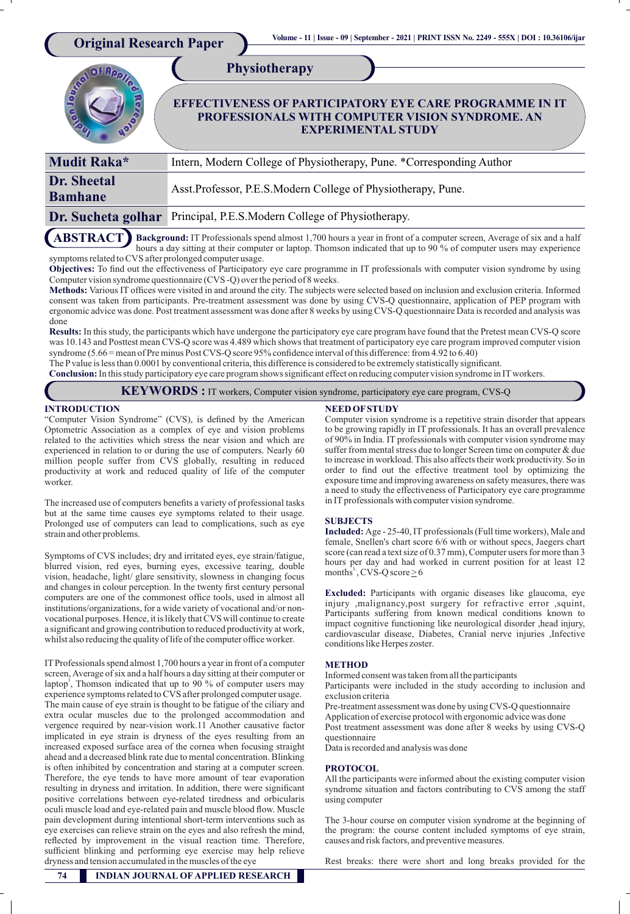Original Research Paper

Physiotherapy

# EFFECTIVENESS OF PARTICIPATORY EYE CARE PROGRAMME IN IT PROFESSIONALS WITH COMPUTER VISION SYNDROME. AN EXPERIMENTAL STUDY

| | |
|---|---|
| **Mudit Raka*** | Intern, Modern College of Physiotherapy, Pune. *Corresponding Author |
| **Dr. Sheetal Bamhane** | Asst.Professor, P.E.S.Modern College of Physiotherapy, Pune. |
| **Dr. Sucheta golhar** | Principal, P.E.S.Modern College of Physiotherapy. |

## ABSTRACT

**Background:** IT Professionals spend almost 1,700 hours a year in front of a computer screen, Average of six and a half hours a day sitting at their computer or laptop. Thomson indicated that up to 90 % of computer users may experience symptoms related to CVS after prolonged computer usage.

**Objectives:** To find out the effectiveness of Participatory eye care programme in IT professionals with computer vision syndrome by using Computer vision syndrome questionnaire (CVS -Q) over the period of 8 weeks.

**Methods:** Various IT offices were visited in and around the city. The subjects were selected based on inclusion and exclusion criteria. Informed consent was taken from participants. Pre-treatment assessment was done by using CVS-Q questionnaire, application of PEP program with ergonomic advice was done. Post treatment assessment was done after 8 weeks by using CVS-Q questionnaire Data is recorded and analysis was done

**Results:** In this study, the participants which have undergone the participatory eye care program have found that the Pretest mean CVS-Q score was 10.143 and Posttest mean CVS-Q score was 4.489 which shows that treatment of participatory eye care program improved computer vision syndrome (5.66 = mean of Pre minus Post CVS-Q score 95% confidence interval of this difference: from 4.92 to 6.40)

The P value is less than 0.0001 by conventional criteria, this difference is considered to be extremely statistically significant.

**Conclusion:** In this study participatory eye care program shows significant effect on reducing computer vision syndrome in IT workers.

**KEYWORDS :** IT workers, Computer vision syndrome, participatory eye care program, CVS-Q

## INTRODUCTION

"Computer Vision Syndrome" (CVS), is defined by the American Optometric Association as a complex of eye and vision problems related to the activities which stress the near vision and which are experienced in relation to or during the use of computers. Nearly 60 million people suffer from CVS globally, resulting in reduced productivity at work and reduced quality of life of the computer worker.

The increased use of computers benefits a variety of professional tasks but at the same time causes eye symptoms related to their usage. Prolonged use of computers can lead to complications, such as eye strain and other problems.

Symptoms of CVS includes; dry and irritated eyes, eye strain/fatigue, blurred vision, red eyes, burning eyes, excessive tearing, double vision, headache, light/ glare sensitivity, slowness in changing focus and changes in colour perception. In the twenty first century personal computers are one of the commonest office tools, used in almost all institutions/organizations, for a wide variety of vocational and/or non-vocational purposes. Hence, it is likely that CVS will continue to create a significant and growing contribution to reduced productivity at work, whilst also reducing the quality of life of the computer office worker.

IT Professionals spend almost 1,700 hours a year in front of a computer screen, Average of six and a half hours a day sitting at their computer or laptop[3], Thomson indicated that up to 90 % of computer users may experience symptoms related to CVS after prolonged computer usage. The main cause of eye strain is thought to be fatigue of the ciliary and extra ocular muscles due to the prolonged accommodation and vergence required by near-vision work.11 Another causative factor implicated in eye strain is dryness of the eyes resulting from an increased exposed surface area of the cornea when focusing straight ahead and a decreased blink rate due to mental concentration. Blinking is often inhibited by concentration and staring at a computer screen. Therefore, the eye tends to have more amount of tear evaporation resulting in dryness and irritation. In addition, there were significant positive correlations between eye-related tiredness and orbicularis oculi muscle load and eye-related pain and muscle blood flow. Muscle pain development during intentional short-term interventions such as eye exercises can relieve strain on the eyes and also refresh the mind, reflected by improvement in the visual reaction time. Therefore, sufficient blinking and performing eye exercise may help relieve dryness and tension accumulated in the muscles of the eye

## NEED OF STUDY

Computer vision syndrome is a repetitive strain disorder that appears to be growing rapidly in IT professionals. It has an overall prevalence of 90% in India. IT professionals with computer vision syndrome may suffer from mental stress due to longer Screen time on computer & due to increase in workload. This also affects their work productivity. So in order to find out the effective treatment tool by optimizing the exposure time and improving awareness on safety measures, there was a need to study the effectiveness of Participatory eye care programme in IT professionals with computer vision syndrome.

## SUBJECTS

**Included:** Age - 25-40, IT professionals (Full time workers), Male and female, Snellen's chart score 6/6 with or without specs, Jaegers chart score (can read a text size of 0.37 mm), Computer users for more than 3 hours per day and had worked in current position for at least 12 months[5], CVS-Q score $\geq 6$

**Excluded:** Participants with organic diseases like glaucoma, eye injury ,malignancy,post surgery for refractive error ,squint, Participants suffering from known medical conditions known to impact cognitive functioning like neurological disorder ,head injury, cardiovascular disease, Diabetes, Cranial nerve injuries ,Infective conditions like Herpes zoster.

## METHOD

Informed consent was taken from all the participants

Participants were included in the study according to inclusion and exclusion criteria

Pre-treatment assessment was done by using CVS-Q questionnaire

Application of exercise protocol with ergonomic advice was done

Post treatment assessment was done after 8 weeks by using CVS-Q questionnaire

Data is recorded and analysis was done

## PROTOCOL

All the participants were informed about the existing computer vision syndrome situation and factors contributing to CVS among the staff using computer

The 3-hour course on computer vision syndrome at the beginning of the program: the course content included symptoms of eye strain, causes and risk factors, and preventive measures.

Rest breaks: there were short and long breaks provided for the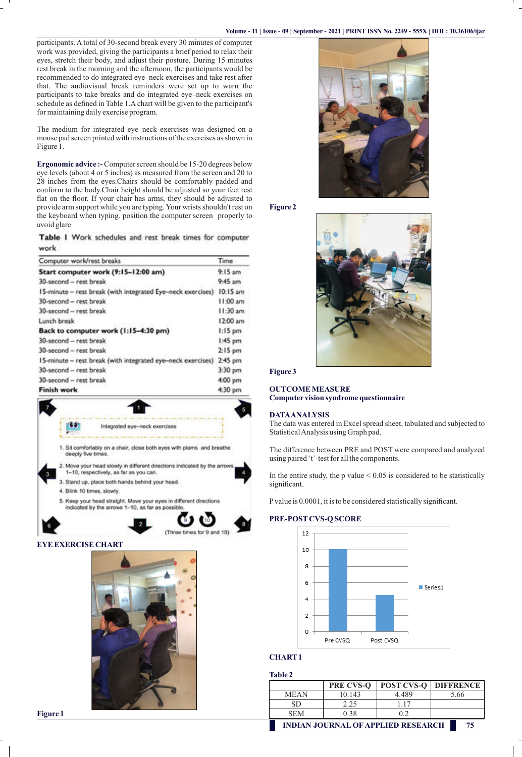participants. A total of 30-second break every 30 minutes of computer work was provided, giving the participants a brief period to relax their eyes, stretch their body, and adjust their posture. During 15 minutes rest break in the morning and the afternoon, the participants would be recommended to do integrated eye–neck exercises and take rest after that. The audiovisual break reminders were set up to warn the participants to take breaks and do integrated eye–neck exercises on schedule as defined in Table 1.A chart will be given to the participant's for maintaining daily exercise program.

The medium for integrated eye–neck exercises was designed on a mouse pad screen printed with instructions of the exercises as shown in Figure 1.

**Ergonomic advice :-** Computer screen should be 15-20 degrees below eye levels (about 4 or 5 inches) as measured from the screen and 20 to 28 inches from the eyes.Chairs should be comfortably padded and conform to the body.Chair height should be adjusted so your feet rest flat on the floor. If your chair has arms, they should be adjusted to provide arm support while you are typing. Your wrists shouldn't rest on the keyboard when typing. position the computer screen properly to avoid glare

**Table 1** Work schedules and rest break times for computer work

| Computer work/rest breaks | Time |
|---|---|
| **Start computer work (9:15–12:00 am)** | 9:15 am |
| 30-second – rest break | 9:45 am |
| 15-minute – rest break (with integrated Eye–neck exercises) | 10:15 am |
| 30-second – rest break | 11:00 am |
| 30-second – rest break | 11:30 am |
| Lunch break | 12:00 am |
| **Back to computer work (1:15–4:30 pm)** | 1:15 pm |
| 30-second – rest break | 1:45 pm |
| 30-second – rest break | 2:15 pm |
| 15-minute – rest break (with integrated eye–neck exercises) | 2:45 pm |
| 30-second – rest break | 3:30 pm |
| 30-second – rest break | 4:00 pm |
| **Finish work** | 4:30 pm |

Integrated eye–neck exercises

1. Sit comfortably on a chair, close both eyes with plams and breathe deeply five times.
2. Move your head slowly in different directions indicated by the arrows 1–10, respectively, as far as you can.
3. Stand up, place both hands behind your head.
4. Blink 10 times, slowly.
5. Keep your head straight. Move your eyes in different directions indicated by the arrows 1–10, as far as possible.

(Three times for 9 and 10)

**EYE EXERCISE CHART**

**Figure 1**

**Figure 2**

**Figure 3**

**OUTCOME MEASURE**
**Computer vision syndrome questionnaire**

**DATAANALYSIS**

The data was entered in Excel spread sheet, tabulated and subjected to Statistical Analysis using Graph pad.

The difference between PRE and POST were compared and analyzed using paired 't'-test for all the components.

In the entire study, the p value < 0.05 is considered to be statistically significant.

P value is 0.0001, it is to be considered statistically significant.

**PRE-POST CVS-Q SCORE**

**CHART 1**

**Table 2**

| | PRE CVS-Q | POST CVS-Q | DIFFRENCE |
|---|---|---|---|
| MEAN | 10.143 | 4.489 | 5.66 |
| SD | 2.25 | 1.17 | |
| SEM | 0.38 | 0.2 | |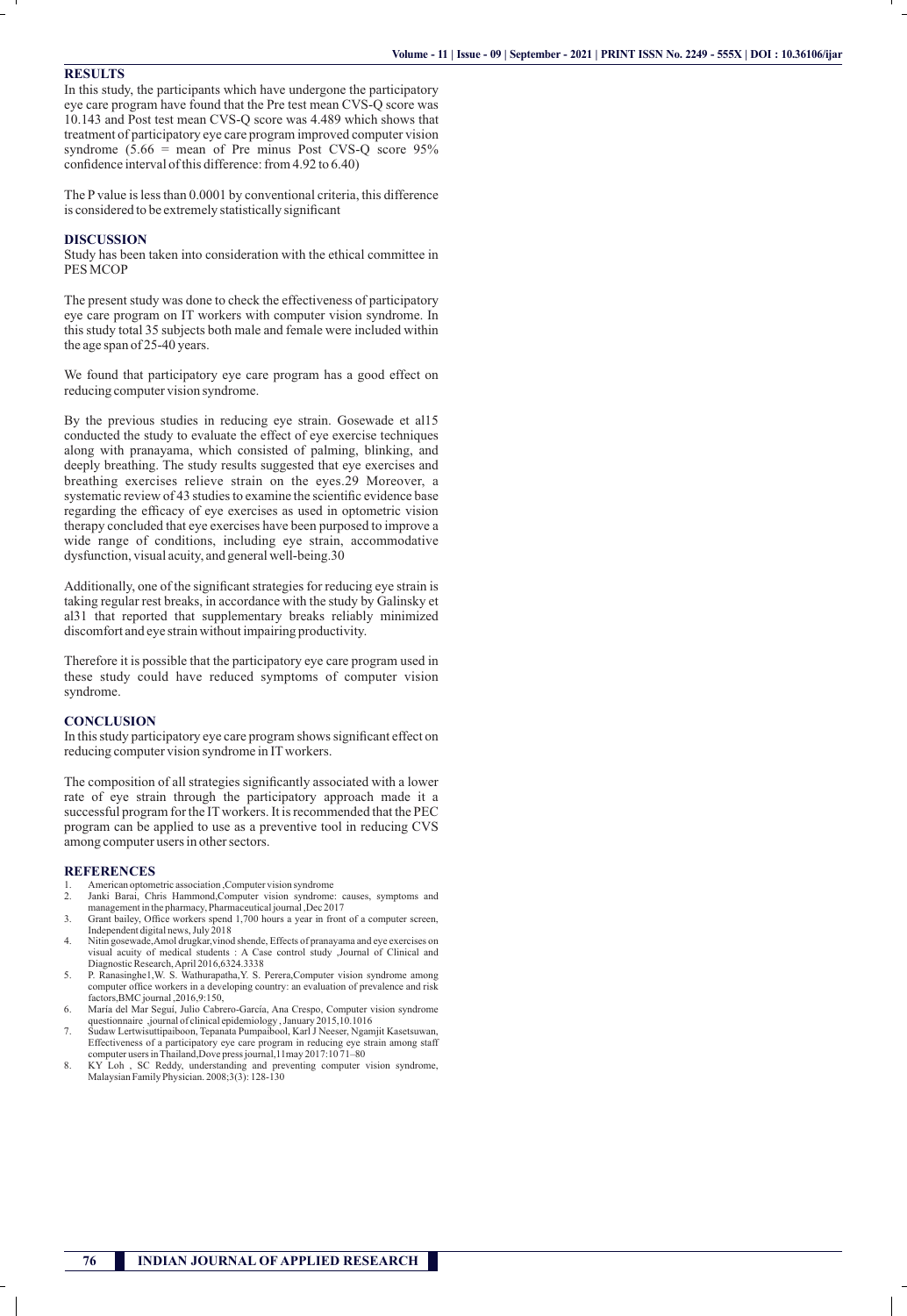## RESULTS

In this study, the participants which have undergone the participatory eye care program have found that the Pre test mean CVS-Q score was 10.143 and Post test mean CVS-Q score was 4.489 which shows that treatment of participatory eye care program improved computer vision syndrome (5.66 = mean of Pre minus Post CVS-Q score 95% confidence interval of this difference: from 4.92 to 6.40)

The P value is less than 0.0001 by conventional criteria, this difference is considered to be extremely statistically significant

## DISCUSSION

Study has been taken into consideration with the ethical committee in PES MCOP

The present study was done to check the effectiveness of participatory eye care program on IT workers with computer vision syndrome. In this study total 35 subjects both male and female were included within the age span of 25-40 years.

We found that participatory eye care program has a good effect on reducing computer vision syndrome.

By the previous studies in reducing eye strain. Gosewade et al15 conducted the study to evaluate the effect of eye exercise techniques along with pranayama, which consisted of palming, blinking, and deeply breathing. The study results suggested that eye exercises and breathing exercises relieve strain on the eyes.29 Moreover, a systematic review of 43 studies to examine the scientific evidence base regarding the efficacy of eye exercises as used in optometric vision therapy concluded that eye exercises have been purposed to improve a wide range of conditions, including eye strain, accommodative dysfunction, visual acuity, and general well-being.30

Additionally, one of the significant strategies for reducing eye strain is taking regular rest breaks, in accordance with the study by Galinsky et al31 that reported that supplementary breaks reliably minimized discomfort and eye strain without impairing productivity.

Therefore it is possible that the participatory eye care program used in these study could have reduced symptoms of computer vision syndrome.

## CONCLUSION

In this study participatory eye care program shows significant effect on reducing computer vision syndrome in IT workers.

The composition of all strategies significantly associated with a lower rate of eye strain through the participatory approach made it a successful program for the IT workers. It is recommended that the PEC program can be applied to use as a preventive tool in reducing CVS among computer users in other sectors.

## REFERENCES

1. American optometric association ,Computer vision syndrome
2. Janki Barai, Chris Hammond,Computer vision syndrome: causes, symptoms and management in the pharmacy, Pharmaceutical journal ,Dec 2017
3. Grant bailey, Office workers spend 1,700 hours a year in front of a computer screen, Independent digital news, July 2018
4. Nitin gosewade,Amol drugkar,vinod shende, Effects of pranayama and eye exercises on visual acuity of medical students : A Case control study ,Journal of Clinical and Diagnostic Research, April 2016,6324.3338
5. P. Ranasinghe1,W. S. Wathurapatha,Y. S. Perera,Computer vision syndrome among computer office workers in a developing country: an evaluation of prevalence and risk factors,BMC journal ,2016,9:150,
6. María del Mar Seguí, Julio Cabrero-García, Ana Crespo, Computer vision syndrome questionnaire ,journal of clinical epidemiology , January 2015,10.1016
7. Sudaw Lertwisuttipaiboon, Tepanata Pumpaibool, Karl J Neeser, Ngamjit Kasetsuwan, Effectiveness of a participatory eye care program in reducing eye strain among staff computer users in Thailand,Dove press journal,11may 2017:10 71–80
8. KY Loh , SC Reddy, understanding and preventing computer vision syndrome, Malaysian Family Physician. 2008;3(3): 128-130